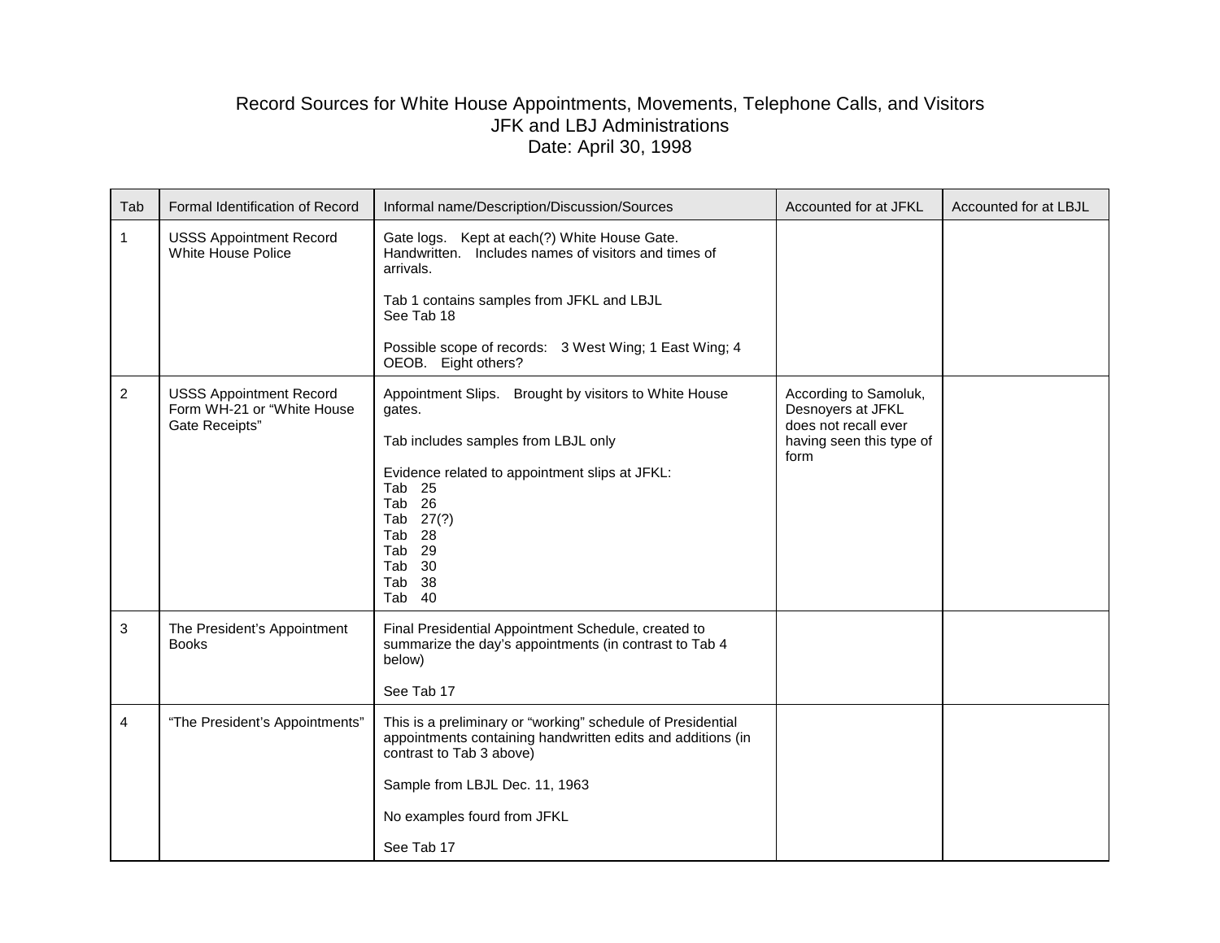# Record Sources for White House Appointments, Movements, Telephone Calls, and Visitors

## JFK and LBJ Administrations

## Date: April 30, 1998

| Tab | Formal Identification of Record | Informal name/Description/Discussion/Sources | Accounted for at JFKL | Accounted for at LBJL |
|---|---|---|---|---|
| 1 | USSS Appointment Record White House Police | Gate logs. Kept at each(?) White House Gate. Handwritten. Includes names of visitors and times of arrivals.<br><br>Tab 1 contains samples from JFKL and LBJL<br>See Tab 18<br><br>Possible scope of records: 3 West Wing; 1 East Wing; 4 OEOB. Eight others? | | |
| 2 | USSS Appointment Record Form WH-21 or "White House Gate Receipts" | Appointment Slips. Brought by visitors to White House gates.<br><br>Tab includes samples from LBJL only<br><br>Evidence related to appointment slips at JFKL:<br>Tab 25<br>Tab 26<br>Tab 27(?)<br>Tab 28<br>Tab 29<br>Tab 30<br>Tab 38<br>Tab 40 | According to Samoluk, Desnoyers at JFKL does not recall ever having seen this type of form | |
| 3 | The President's Appointment Books | Final Presidential Appointment Schedule, created to summarize the day's appointments (in contrast to Tab 4 below)<br><br>See Tab 17 | | |
| 4 | "The President's Appointments" | This is a preliminary or "working" schedule of Presidential appointments containing handwritten edits and additions (in contrast to Tab 3 above)<br><br>Sample from LBJL Dec. 11, 1963<br><br>No examples fourd from JFKL<br><br>See Tab 17 | | |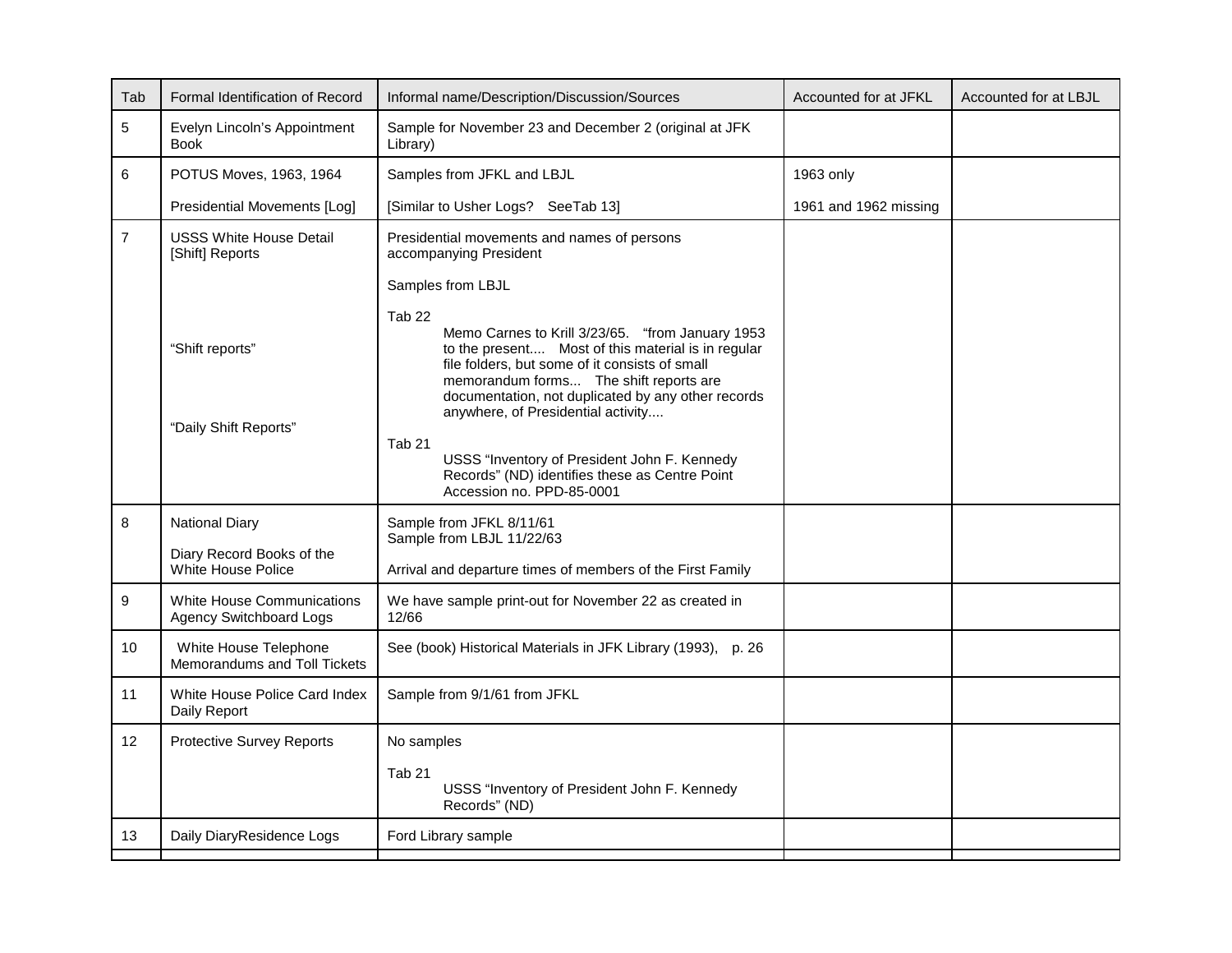| Tab | Formal Identification of Record | Informal name/Description/Discussion/Sources | Accounted for at JFKL | Accounted for at LBJL |
|---|---|---|---|---|
| 5 | Evelyn Lincoln's Appointment Book | Sample for November 23 and December 2 (original at JFK Library) | | |
| 6 | POTUS Moves, 1963, 1964<br><br>Presidential Movements [Log] | Samples from JFKL and LBJL<br><br>[Similar to Usher Logs? SeeTab 13] | 1963 only<br><br>1961 and 1962 missing | |
| 7 | USSS White House Detail [Shift] Reports<br><br>"Shift reports"<br><br>"Daily Shift Reports" | Presidential movements and names of persons accompanying President<br><br>Samples from LBJL<br><br>Tab 22<br>Memo Carnes to Krill 3/23/65. "from January 1953 to the present.... Most of this material is in regular file folders, but some of it consists of small memorandum forms... The shift reports are documentation, not duplicated by any other records anywhere, of Presidential activity....<br><br>Tab 21<br>USSS "Inventory of President John F. Kennedy Records" (ND) identifies these as Centre Point Accession no. PPD-85-0001 | | |
| 8 | National Diary<br><br>Diary Record Books of the White House Police | Sample from JFKL 8/11/61<br>Sample from LBJL 11/22/63<br><br>Arrival and departure times of members of the First Family | | |
| 9 | White House Communications Agency Switchboard Logs | We have sample print-out for November 22 as created in 12/66 | | |
| 10 | White House Telephone Memorandums and Toll Tickets | See (book) Historical Materials in JFK Library (1993), p. 26 | | |
| 11 | White House Police Card Index Daily Report | Sample from 9/1/61 from JFKL | | |
| 12 | Protective Survey Reports | No samples<br><br>Tab 21<br>USSS "Inventory of President John F. Kennedy Records" (ND) | | |
| 13 | Daily DiaryResidence Logs | Ford Library sample | | |
| | | | | |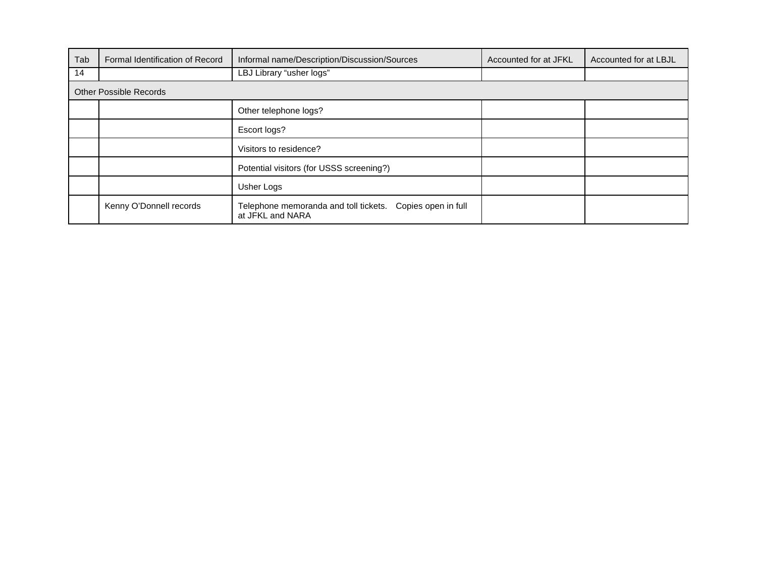| Tab | Formal Identification of Record | Informal name/Description/Discussion/Sources | Accounted for at JFKL | Accounted for at LBJL |
|---|---|---|---|---|
| 14 | | LBJ Library “usher logs” | | |
| Other Possible Records | | | | |
| | | Other telephone logs? | | |
| | | Escort logs? | | |
| | | Visitors to residence? | | |
| | | Potential visitors (for USSS screening?) | | |
| | | Usher Logs | | |
| | Kenny O’Donnell records | Telephone memoranda and toll tickets. Copies open in full at JFKL and NARA | | |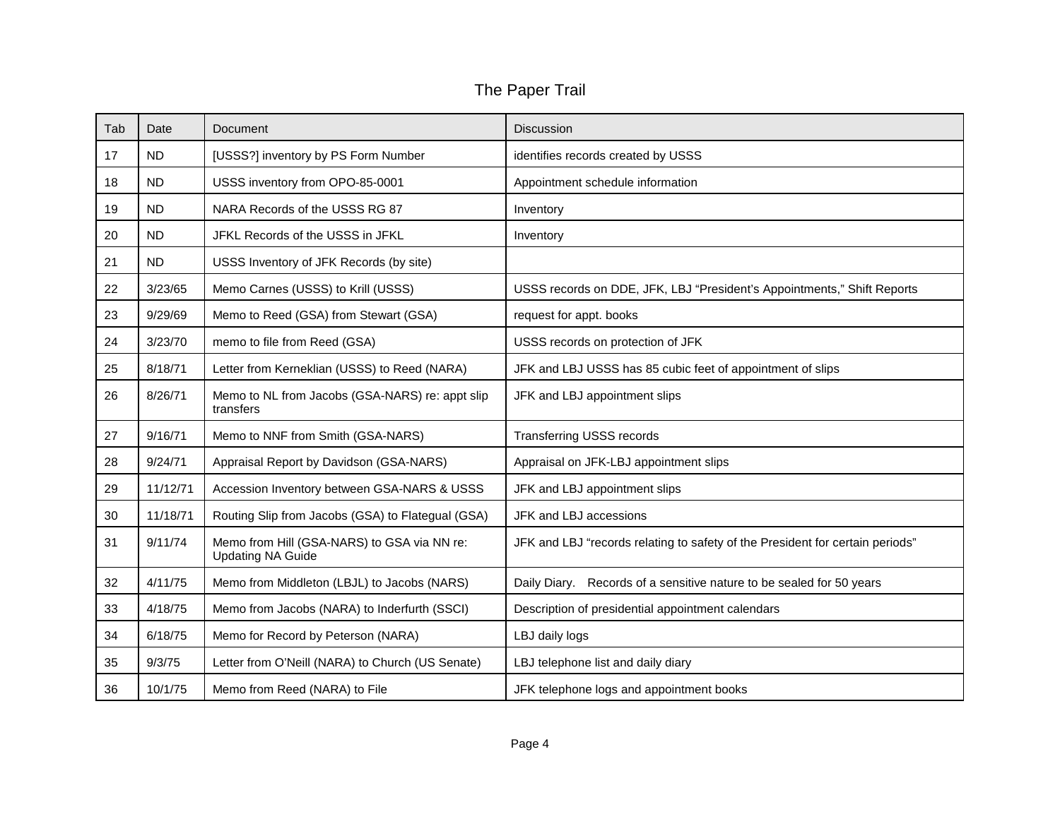# The Paper Trail

| Tab | Date | Document | Discussion |
|---|---|---|---|
| 17 | ND | [USSS?] inventory by PS Form Number | identifies records created by USSS |
| 18 | ND | USSS inventory from OPO-85-0001 | Appointment schedule information |
| 19 | ND | NARA Records of the USSS RG 87 | Inventory |
| 20 | ND | JFKL Records of the USSS in JFKL | Inventory |
| 21 | ND | USSS Inventory of JFK Records (by site) | |
| 22 | 3/23/65 | Memo Carnes (USSS) to Krill (USSS) | USSS records on DDE, JFK, LBJ "President's Appointments," Shift Reports |
| 23 | 9/29/69 | Memo to Reed (GSA) from Stewart (GSA) | request for appt. books |
| 24 | 3/23/70 | memo to file from Reed (GSA) | USSS records on protection of JFK |
| 25 | 8/18/71 | Letter from Kerneklian (USSS) to Reed (NARA) | JFK and LBJ USSS has 85 cubic feet of appointment of slips |
| 26 | 8/26/71 | Memo to NL from Jacobs (GSA-NARS) re: appt slip transfers | JFK and LBJ appointment slips |
| 27 | 9/16/71 | Memo to NNF from Smith (GSA-NARS) | Transferring USSS records |
| 28 | 9/24/71 | Appraisal Report by Davidson (GSA-NARS) | Appraisal on JFK-LBJ appointment slips |
| 29 | 11/12/71 | Accession Inventory between GSA-NARS & USSS | JFK and LBJ appointment slips |
| 30 | 11/18/71 | Routing Slip from Jacobs (GSA) to Flategual (GSA) | JFK and LBJ accessions |
| 31 | 9/11/74 | Memo from Hill (GSA-NARS) to GSA via NN re: Updating NA Guide | JFK and LBJ "records relating to safety of the President for certain periods" |
| 32 | 4/11/75 | Memo from Middleton (LBJL) to Jacobs (NARS) | Daily Diary. Records of a sensitive nature to be sealed for 50 years |
| 33 | 4/18/75 | Memo from Jacobs (NARA) to Inderfurth (SSCI) | Description of presidential appointment calendars |
| 34 | 6/18/75 | Memo for Record by Peterson (NARA) | LBJ daily logs |
| 35 | 9/3/75 | Letter from O'Neill (NARA) to Church (US Senate) | LBJ telephone list and daily diary |
| 36 | 10/1/75 | Memo from Reed (NARA) to File | JFK telephone logs and appointment books |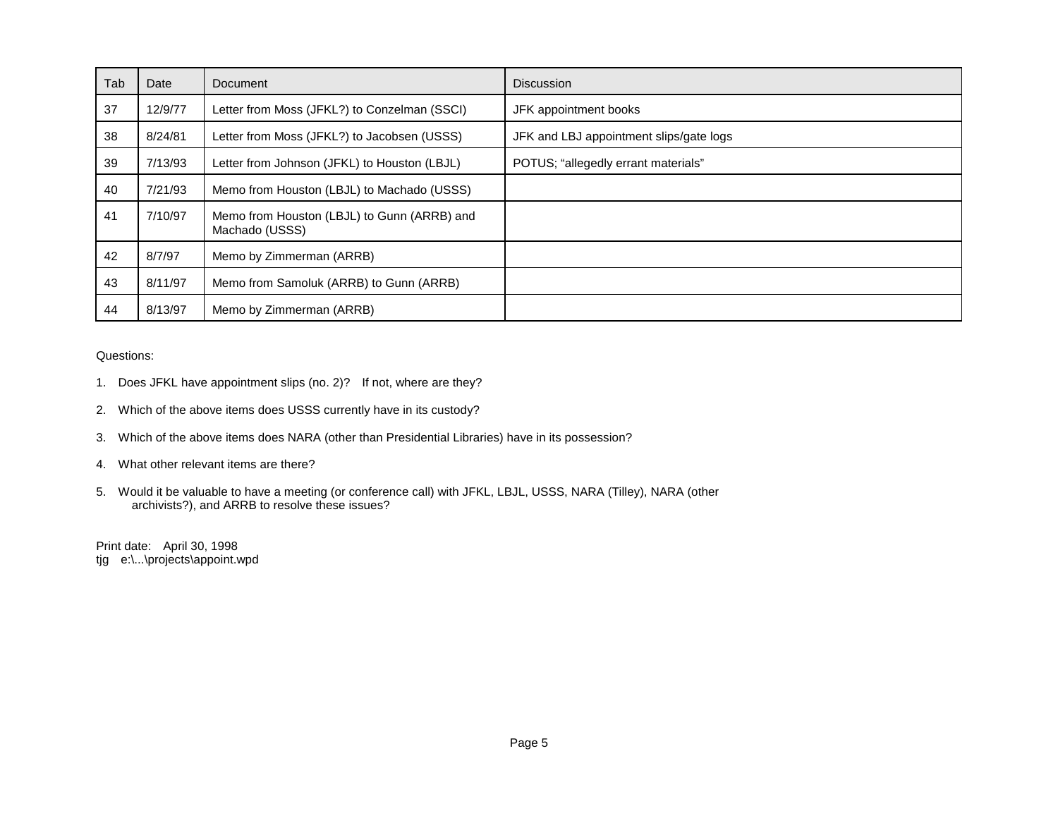| Tab | Date | Document | Discussion |
|---|---|---|---|
| 37 | 12/9/77 | Letter from Moss (JFKL?) to Conzelman (SSCI) | JFK appointment books |
| 38 | 8/24/81 | Letter from Moss (JFKL?) to Jacobsen (USSS) | JFK and LBJ appointment slips/gate logs |
| 39 | 7/13/93 | Letter from Johnson (JFKL) to Houston (LBJL) | POTUS; "allegedly errant materials" |
| 40 | 7/21/93 | Memo from Houston (LBJL) to Machado (USSS) | |
| 41 | 7/10/97 | Memo from Houston (LBJL) to Gunn (ARRB) and Machado (USSS) | |
| 42 | 8/7/97 | Memo by Zimmerman (ARRB) | |
| 43 | 8/11/97 | Memo from Samoluk (ARRB) to Gunn (ARRB) | |
| 44 | 8/13/97 | Memo by Zimmerman (ARRB) | |

Questions:

1. Does JFKL have appointment slips (no. 2)? If not, where are they?
2. Which of the above items does USSS currently have in its custody?
3. Which of the above items does NARA (other than Presidential Libraries) have in its possession?
4. What other relevant items are there?
5. Would it be valuable to have a meeting (or conference call) with JFKL, LBJL, USSS, NARA (Tilley), NARA (other archivists?), and ARRB to resolve these issues?

Print date: April 30, 1998
tjg e:\...\projects\appoint.wpd